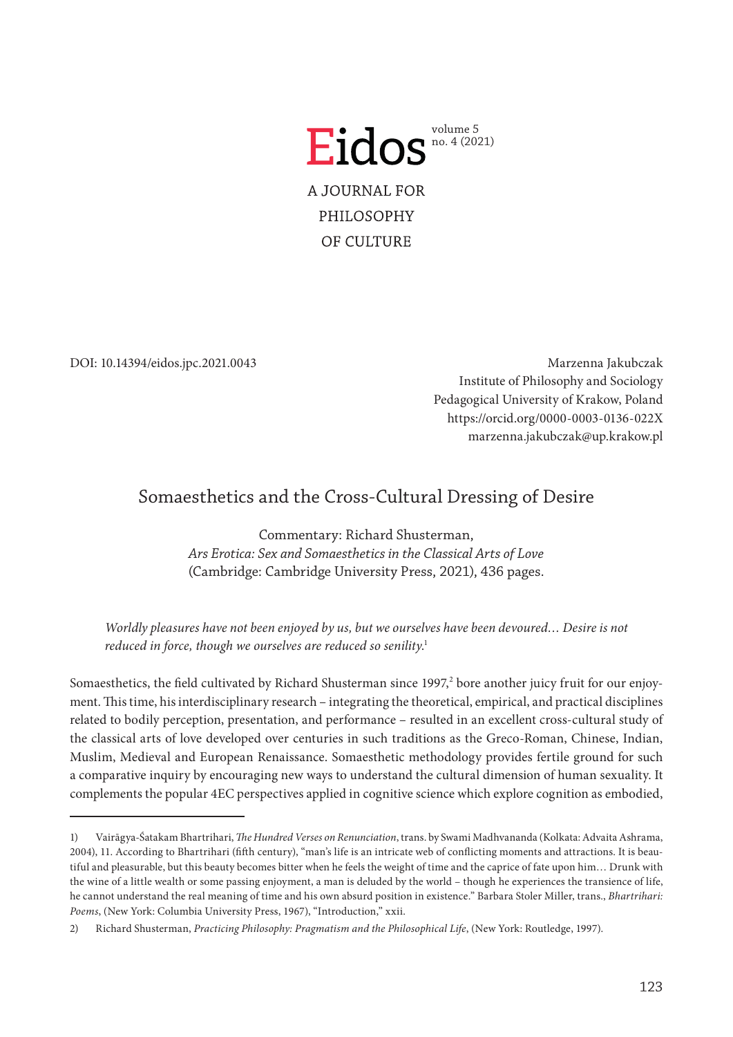# Eidos

A JOURNAL FOR PHILOSOPHY OF CULTURE

volume 5 no. 4 (2021)

DOI: 10.14394/eidos.jpc.2021.0043

Marzenna Jakubczak
Institute of Philosophy and Sociology
Pedagogical University of Krakow, Poland
https://orcid.org/0000-0003-0136-022X
marzenna.jakubczak@up.krakow.pl

## Somaesthetics and the Cross-Cultural Dressing of Desire

Commentary: Richard Shusterman,
*Ars Erotica: Sex and Somaesthetics in the Classical Arts of Love*
(Cambridge: Cambridge University Press, 2021), 436 pages.

> *Worldly pleasures have not been enjoyed by us, but we ourselves have been devoured… Desire is not reduced in force, though we ourselves are reduced so senility.*[1]

Somaesthetics, the field cultivated by Richard Shusterman since 1997,[2] bore another juicy fruit for our enjoyment. This time, his interdisciplinary research – integrating the theoretical, empirical, and practical disciplines related to bodily perception, presentation, and performance – resulted in an excellent cross-cultural study of the classical arts of love developed over centuries in such traditions as the Greco-Roman, Chinese, Indian, Muslim, Medieval and European Renaissance. Somaesthetic methodology provides fertile ground for such a comparative inquiry by encouraging new ways to understand the cultural dimension of human sexuality. It complements the popular 4EC perspectives applied in cognitive science which explore cognition as embodied,

---

1) Vairāgya-Śatakam Bhartrihari, *The Hundred Verses on Renunciation*, trans. by Swami Madhvananda (Kolkata: Advaita Ashrama, 2004), 11. According to Bhartrihari (fifth century), "man's life is an intricate web of conflicting moments and attractions. It is beautiful and pleasurable, but this beauty becomes bitter when he feels the weight of time and the caprice of fate upon him… Drunk with the wine of a little wealth or some passing enjoyment, a man is deluded by the world – though he experiences the transience of life, he cannot understand the real meaning of time and his own absurd position in existence." Barbara Stoler Miller, trans., *Bhartrihari: Poems*, (New York: Columbia University Press, 1967), "Introduction," xxii.

2) Richard Shusterman, *Practicing Philosophy: Pragmatism and the Philosophical Life*, (New York: Routledge, 1997).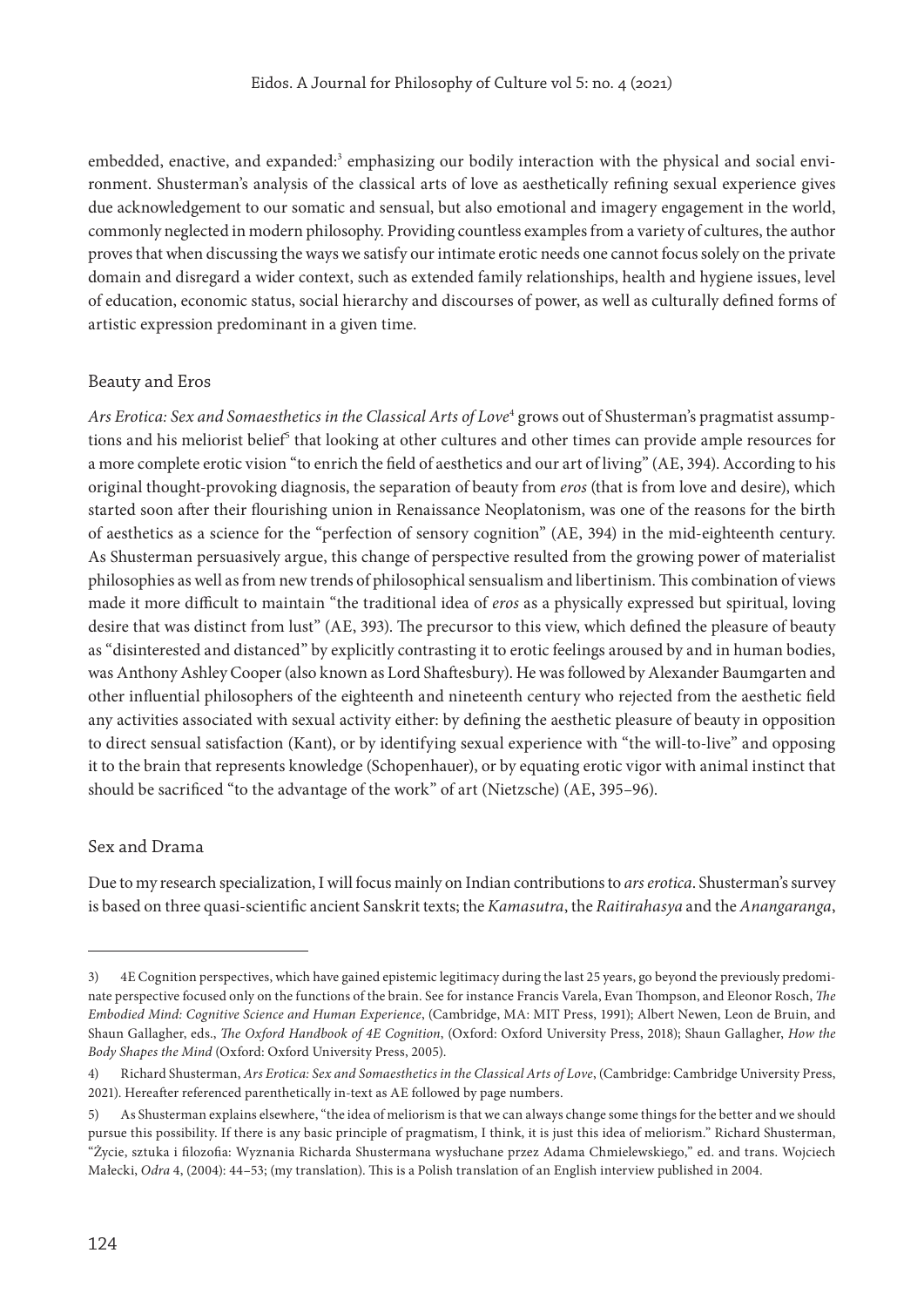embedded, enactive, and expanded:[3] emphasizing our bodily interaction with the physical and social environment. Shusterman's analysis of the classical arts of love as aesthetically refining sexual experience gives due acknowledgement to our somatic and sensual, but also emotional and imagery engagement in the world, commonly neglected in modern philosophy. Providing countless examples from a variety of cultures, the author proves that when discussing the ways we satisfy our intimate erotic needs one cannot focus solely on the private domain and disregard a wider context, such as extended family relationships, health and hygiene issues, level of education, economic status, social hierarchy and discourses of power, as well as culturally defined forms of artistic expression predominant in a given time.

## Beauty and Eros

*Ars Erotica: Sex and Somaesthetics in the Classical Arts of Love*[4] grows out of Shusterman's pragmatist assumptions and his meliorist belief[5] that looking at other cultures and other times can provide ample resources for a more complete erotic vision "to enrich the field of aesthetics and our art of living" (AE, 394). According to his original thought-provoking diagnosis, the separation of beauty from *eros* (that is from love and desire), which started soon after their flourishing union in Renaissance Neoplatonism, was one of the reasons for the birth of aesthetics as a science for the "perfection of sensory cognition" (AE, 394) in the mid-eighteenth century. As Shusterman persuasively argue, this change of perspective resulted from the growing power of materialist philosophies as well as from new trends of philosophical sensualism and libertinism. This combination of views made it more difficult to maintain "the traditional idea of *eros* as a physically expressed but spiritual, loving desire that was distinct from lust" (AE, 393). The precursor to this view, which defined the pleasure of beauty as "disinterested and distanced" by explicitly contrasting it to erotic feelings aroused by and in human bodies, was Anthony Ashley Cooper (also known as Lord Shaftesbury). He was followed by Alexander Baumgarten and other influential philosophers of the eighteenth and nineteenth century who rejected from the aesthetic field any activities associated with sexual activity either: by defining the aesthetic pleasure of beauty in opposition to direct sensual satisfaction (Kant), or by identifying sexual experience with "the will-to-live" and opposing it to the brain that represents knowledge (Schopenhauer), or by equating erotic vigor with animal instinct that should be sacrificed "to the advantage of the work" of art (Nietzsche) (AE, 395–96).

## Sex and Drama

Due to my research specialization, I will focus mainly on Indian contributions to *ars erotica*. Shusterman's survey is based on three quasi-scientific ancient Sanskrit texts; the *Kamasutra*, the *Raitirahasya* and the *Anangaranga*,

---

3) 4E Cognition perspectives, which have gained epistemic legitimacy during the last 25 years, go beyond the previously predominate perspective focused only on the functions of the brain. See for instance Francis Varela, Evan Thompson, and Eleonor Rosch, *The Embodied Mind: Cognitive Science and Human Experience*, (Cambridge, MA: MIT Press, 1991); Albert Newen, Leon de Bruin, and Shaun Gallagher, eds., *The Oxford Handbook of 4E Cognition*, (Oxford: Oxford University Press, 2018); Shaun Gallagher, *How the Body Shapes the Mind* (Oxford: Oxford University Press, 2005).

4) Richard Shusterman, *Ars Erotica: Sex and Somaesthetics in the Classical Arts of Love*, (Cambridge: Cambridge University Press, 2021). Hereafter referenced parenthetically in-text as AE followed by page numbers.

5) As Shusterman explains elsewhere, "the idea of meliorism is that we can always change some things for the better and we should pursue this possibility. If there is any basic principle of pragmatism, I think, it is just this idea of meliorism." Richard Shusterman, "Życie, sztuka i filozofia: Wyznania Richarda Shustermana wysłuchane przez Adama Chmielewskiego," ed. and trans. Wojciech Małecki, *Odra* 4, (2004): 44–53; (my translation). This is a Polish translation of an English interview published in 2004.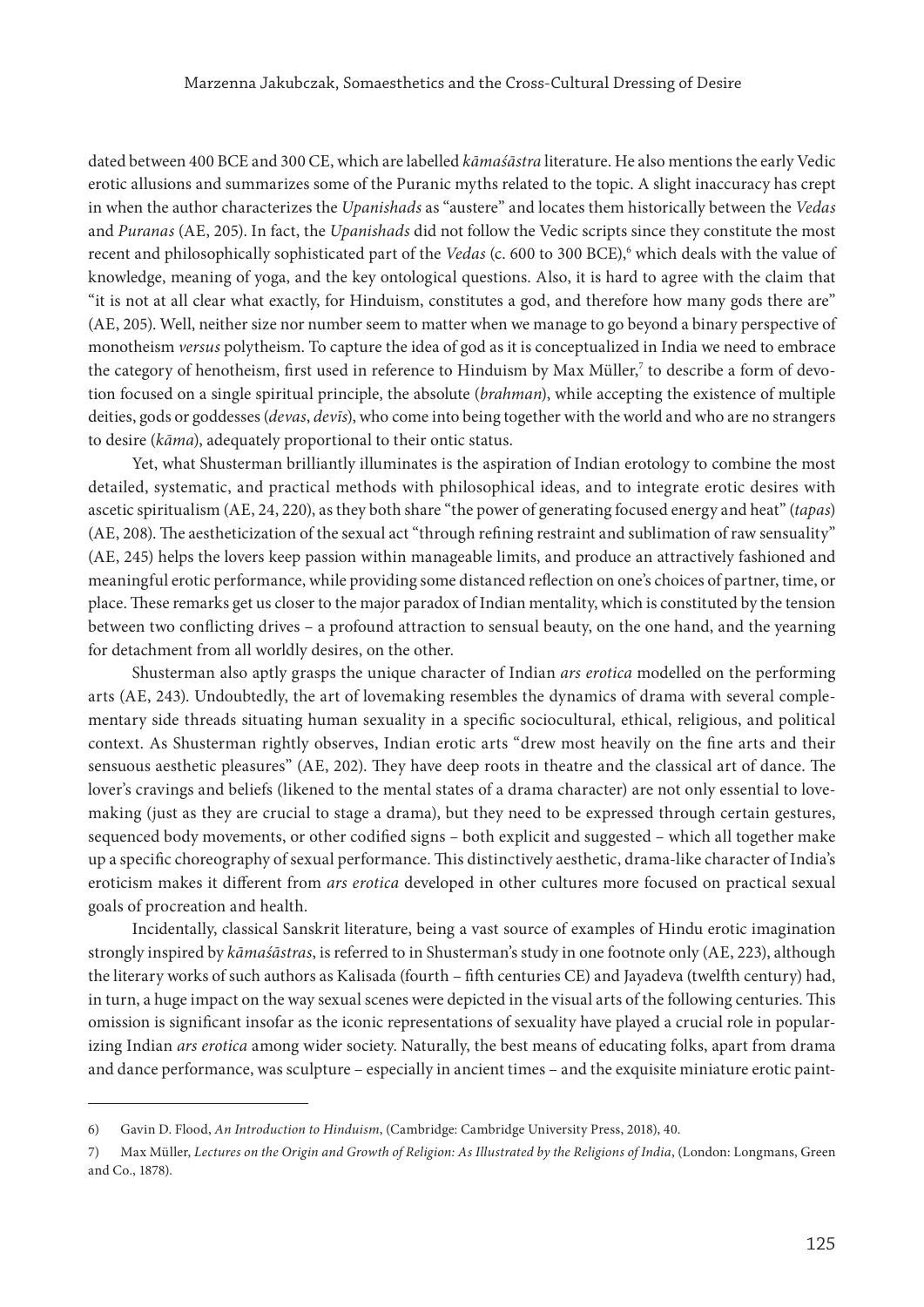dated between 400 BCE and 300 CE, which are labelled *kāmaśāstra* literature. He also mentions the early Vedic erotic allusions and summarizes some of the Puranic myths related to the topic. A slight inaccuracy has crept in when the author characterizes the *Upanishads* as "austere" and locates them historically between the *Vedas* and *Puranas* (AE, 205). In fact, the *Upanishads* did not follow the Vedic scripts since they constitute the most recent and philosophically sophisticated part of the *Vedas* (c. 600 to 300 BCE),[6] which deals with the value of knowledge, meaning of yoga, and the key ontological questions. Also, it is hard to agree with the claim that "it is not at all clear what exactly, for Hinduism, constitutes a god, and therefore how many gods there are" (AE, 205). Well, neither size nor number seem to matter when we manage to go beyond a binary perspective of monotheism *versus* polytheism. To capture the idea of god as it is conceptualized in India we need to embrace the category of henotheism, first used in reference to Hinduism by Max Müller,[7] to describe a form of devotion focused on a single spiritual principle, the absolute (*brahman*), while accepting the existence of multiple deities, gods or goddesses (*devas*, *devīs*), who come into being together with the world and who are no strangers to desire (*kāma*), adequately proportional to their ontic status.

Yet, what Shusterman brilliantly illuminates is the aspiration of Indian erotology to combine the most detailed, systematic, and practical methods with philosophical ideas, and to integrate erotic desires with ascetic spiritualism (AE, 24, 220), as they both share "the power of generating focused energy and heat" (*tapas*) (AE, 208). The aestheticization of the sexual act "through refining restraint and sublimation of raw sensuality" (AE, 245) helps the lovers keep passion within manageable limits, and produce an attractively fashioned and meaningful erotic performance, while providing some distanced reflection on one's choices of partner, time, or place. These remarks get us closer to the major paradox of Indian mentality, which is constituted by the tension between two conflicting drives – a profound attraction to sensual beauty, on the one hand, and the yearning for detachment from all worldly desires, on the other.

Shusterman also aptly grasps the unique character of Indian *ars erotica* modelled on the performing arts (AE, 243). Undoubtedly, the art of lovemaking resembles the dynamics of drama with several complementary side threads situating human sexuality in a specific sociocultural, ethical, religious, and political context. As Shusterman rightly observes, Indian erotic arts "drew most heavily on the fine arts and their sensuous aesthetic pleasures" (AE, 202). They have deep roots in theatre and the classical art of dance. The lover's cravings and beliefs (likened to the mental states of a drama character) are not only essential to lovemaking (just as they are crucial to stage a drama), but they need to be expressed through certain gestures, sequenced body movements, or other codified signs – both explicit and suggested – which all together make up a specific choreography of sexual performance. This distinctively aesthetic, drama-like character of India's eroticism makes it different from *ars erotica* developed in other cultures more focused on practical sexual goals of procreation and health.

Incidentally, classical Sanskrit literature, being a vast source of examples of Hindu erotic imagination strongly inspired by *kāmaśāstras*, is referred to in Shusterman's study in one footnote only (AE, 223), although the literary works of such authors as Kalisada (fourth – fifth centuries CE) and Jayadeva (twelfth century) had, in turn, a huge impact on the way sexual scenes were depicted in the visual arts of the following centuries. This omission is significant insofar as the iconic representations of sexuality have played a crucial role in popularizing Indian *ars erotica* among wider society. Naturally, the best means of educating folks, apart from drama and dance performance, was sculpture – especially in ancient times – and the exquisite miniature erotic paint-

---

6) Gavin D. Flood, *An Introduction to Hinduism*, (Cambridge: Cambridge University Press, 2018), 40.

7) Max Müller, *Lectures on the Origin and Growth of Religion: As Illustrated by the Religions of India*, (London: Longmans, Green and Co., 1878).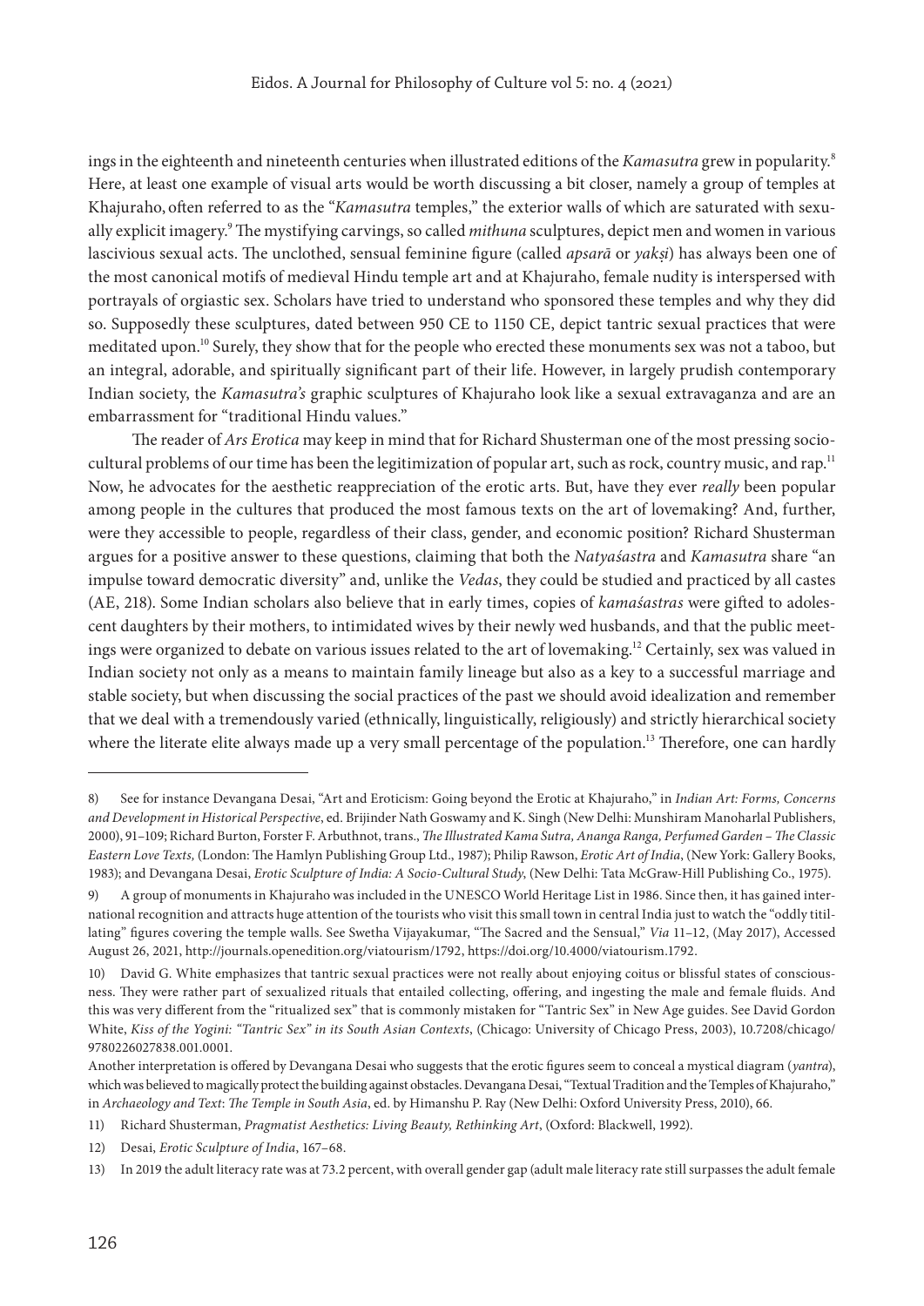ings in the eighteenth and nineteenth centuries when illustrated editions of the *Kamasutra* grew in popularity.[8] Here, at least one example of visual arts would be worth discussing a bit closer, namely a group of temples at Khajuraho, often referred to as the "*Kamasutra* temples," the exterior walls of which are saturated with sexually explicit imagery.[9] The mystifying carvings, so called *mithuna* sculptures, depict men and women in various lascivious sexual acts. The unclothed, sensual feminine figure (called *apsarā* or *yakṣi*) has always been one of the most canonical motifs of medieval Hindu temple art and at Khajuraho, female nudity is interspersed with portrayals of orgiastic sex. Scholars have tried to understand who sponsored these temples and why they did so. Supposedly these sculptures, dated between 950 CE to 1150 CE, depict tantric sexual practices that were meditated upon.[10] Surely, they show that for the people who erected these monuments sex was not a taboo, but an integral, adorable, and spiritually significant part of their life. However, in largely prudish contemporary Indian society, the *Kamasutra's* graphic sculptures of Khajuraho look like a sexual extravaganza and are an embarrassment for "traditional Hindu values."

The reader of *Ars Erotica* may keep in mind that for Richard Shusterman one of the most pressing sociocultural problems of our time has been the legitimization of popular art, such as rock, country music, and rap.[11] Now, he advocates for the aesthetic reappreciation of the erotic arts. But, have they ever *really* been popular among people in the cultures that produced the most famous texts on the art of lovemaking? And, further, were they accessible to people, regardless of their class, gender, and economic position? Richard Shusterman argues for a positive answer to these questions, claiming that both the *Natyaśastra* and *Kamasutra* share "an impulse toward democratic diversity" and, unlike the *Vedas*, they could be studied and practiced by all castes (AE, 218). Some Indian scholars also believe that in early times, copies of *kamaśastras* were gifted to adolescent daughters by their mothers, to intimidated wives by their newly wed husbands, and that the public meetings were organized to debate on various issues related to the art of lovemaking.[12] Certainly, sex was valued in Indian society not only as a means to maintain family lineage but also as a key to a successful marriage and stable society, but when discussing the social practices of the past we should avoid idealization and remember that we deal with a tremendously varied (ethnically, linguistically, religiously) and strictly hierarchical society where the literate elite always made up a very small percentage of the population.[13] Therefore, one can hardly

---

8) See for instance Devangana Desai, "Art and Eroticism: Going beyond the Erotic at Khajuraho," in *Indian Art: Forms, Concerns and Development in Historical Perspective*, ed. Brijinder Nath Goswamy and K. Singh (New Delhi: Munshiram Manoharlal Publishers, 2000), 91–109; Richard Burton, Forster F. Arbuthnot, trans., *The Illustrated Kama Sutra, Ananga Ranga, Perfumed Garden – The Classic Eastern Love Texts,* (London: The Hamlyn Publishing Group Ltd., 1987); Philip Rawson, *Erotic Art of India*, (New York: Gallery Books, 1983); and Devangana Desai, *Erotic Sculpture of India: A Socio-Cultural Study*, (New Delhi: Tata McGraw-Hill Publishing Co., 1975).

9) A group of monuments in Khajuraho was included in the UNESCO World Heritage List in 1986. Since then, it has gained international recognition and attracts huge attention of the tourists who visit this small town in central India just to watch the "oddly titillating" figures covering the temple walls. See Swetha Vijayakumar, "The Sacred and the Sensual," *Via* 11–12, (May 2017), Accessed August 26, 2021, http://journals.openedition.org/viatourism/1792, https://doi.org/10.4000/viatourism.1792.

10) David G. White emphasizes that tantric sexual practices were not really about enjoying coitus or blissful states of consciousness. They were rather part of sexualized rituals that entailed collecting, offering, and ingesting the male and female fluids. And this was very different from the "ritualized sex" that is commonly mistaken for "Tantric Sex" in New Age guides. See David Gordon White, *Kiss of the Yogini: "Tantric Sex" in its South Asian Contexts*, (Chicago: University of Chicago Press, 2003), 10.7208/chicago/9780226027838.001.0001.

Another interpretation is offered by Devangana Desai who suggests that the erotic figures seem to conceal a mystical diagram (*yantra*), which was believed to magically protect the building against obstacles. Devangana Desai, "Textual Tradition and the Temples of Khajuraho," in *Archaeology and Text*: *The Temple in South Asia*, ed. by Himanshu P. Ray (New Delhi: Oxford University Press, 2010), 66.

11) Richard Shusterman, *Pragmatist Aesthetics: Living Beauty, Rethinking Art*, (Oxford: Blackwell, 1992).

12) Desai, *Erotic Sculpture of India*, 167–68.

13) In 2019 the adult literacy rate was at 73.2 percent, with overall gender gap (adult male literacy rate still surpasses the adult female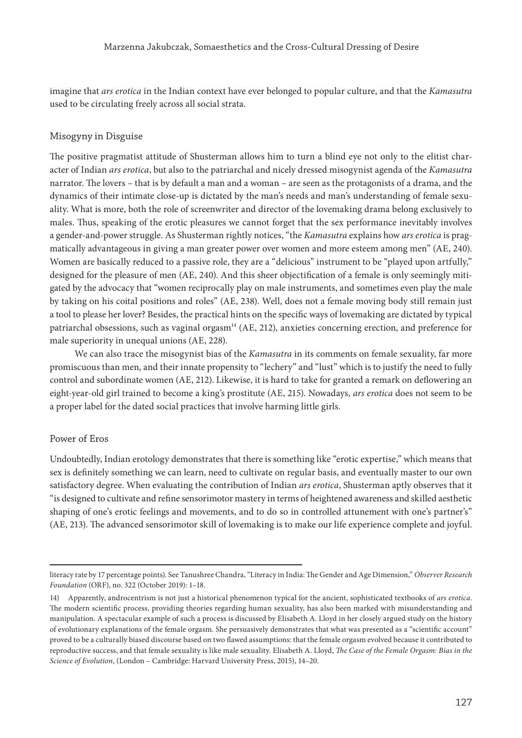imagine that *ars erotica* in the Indian context have ever belonged to popular culture, and that the *Kamasutra* used to be circulating freely across all social strata.

## Misogyny in Disguise

The positive pragmatist attitude of Shusterman allows him to turn a blind eye not only to the elitist character of Indian *ars erotica*, but also to the patriarchal and nicely dressed misogynist agenda of the *Kamasutra* narrator. The lovers – that is by default a man and a woman – are seen as the protagonists of a drama, and the dynamics of their intimate close-up is dictated by the man's needs and man's understanding of female sexuality. What is more, both the role of screenwriter and director of the lovemaking drama belong exclusively to males. Thus, speaking of the erotic pleasures we cannot forget that the sex performance inevitably involves a gender-and-power struggle. As Shusterman rightly notices, "the *Kamasutra* explains how *ars erotica* is pragmatically advantageous in giving a man greater power over women and more esteem among men" (AE, 240). Women are basically reduced to a passive role, they are a "delicious" instrument to be "played upon artfully," designed for the pleasure of men (AE, 240). And this sheer objectification of a female is only seemingly mitigated by the advocacy that "women reciprocally play on male instruments, and sometimes even play the male by taking on his coital positions and roles" (AE, 238). Well, does not a female moving body still remain just a tool to please her lover? Besides, the practical hints on the specific ways of lovemaking are dictated by typical patriarchal obsessions, such as vaginal orgasm[14] (AE, 212), anxieties concerning erection, and preference for male superiority in unequal unions (AE, 228).

We can also trace the misogynist bias of the *Kamasutra* in its comments on female sexuality, far more promiscuous than men, and their innate propensity to "lechery" and "lust" which is to justify the need to fully control and subordinate women (AE, 212). Likewise, it is hard to take for granted a remark on deflowering an eight-year-old girl trained to become a king's prostitute (AE, 215). Nowadays, *ars erotica* does not seem to be a proper label for the dated social practices that involve harming little girls.

## Power of Eros

Undoubtedly, Indian erotology demonstrates that there is something like "erotic expertise," which means that sex is definitely something we can learn, need to cultivate on regular basis, and eventually master to our own satisfactory degree. When evaluating the contribution of Indian *ars erotica*, Shusterman aptly observes that it "is designed to cultivate and refine sensorimotor mastery in terms of heightened awareness and skilled aesthetic shaping of one's erotic feelings and movements, and to do so in controlled attunement with one's partner's" (AE, 213). The advanced sensorimotor skill of lovemaking is to make our life experience complete and joyful.

---

literacy rate by 17 percentage points). See Tanushree Chandra, "Literacy in India: The Gender and Age Dimension," *Observer Research Foundation* (ORF), no. 322 (October 2019): 1–18.

14) Apparently, androcentrism is not just a historical phenomenon typical for the ancient, sophisticated textbooks of *ars erotica*. The modern scientific process, providing theories regarding human sexuality, has also been marked with misunderstanding and manipulation. A spectacular example of such a process is discussed by Elisabeth A. Lloyd in her closely argued study on the history of evolutionary explanations of the female orgasm. She persuasively demonstrates that what was presented as a "scientific account" proved to be a culturally biased discourse based on two flawed assumptions: that the female orgasm evolved because it contributed to reproductive success, and that female sexuality is like male sexuality. Elisabeth A. Lloyd, *The Case of the Female Orgasm: Bias in the Science of Evolution*, (London – Cambridge: Harvard University Press, 2015), 14–20.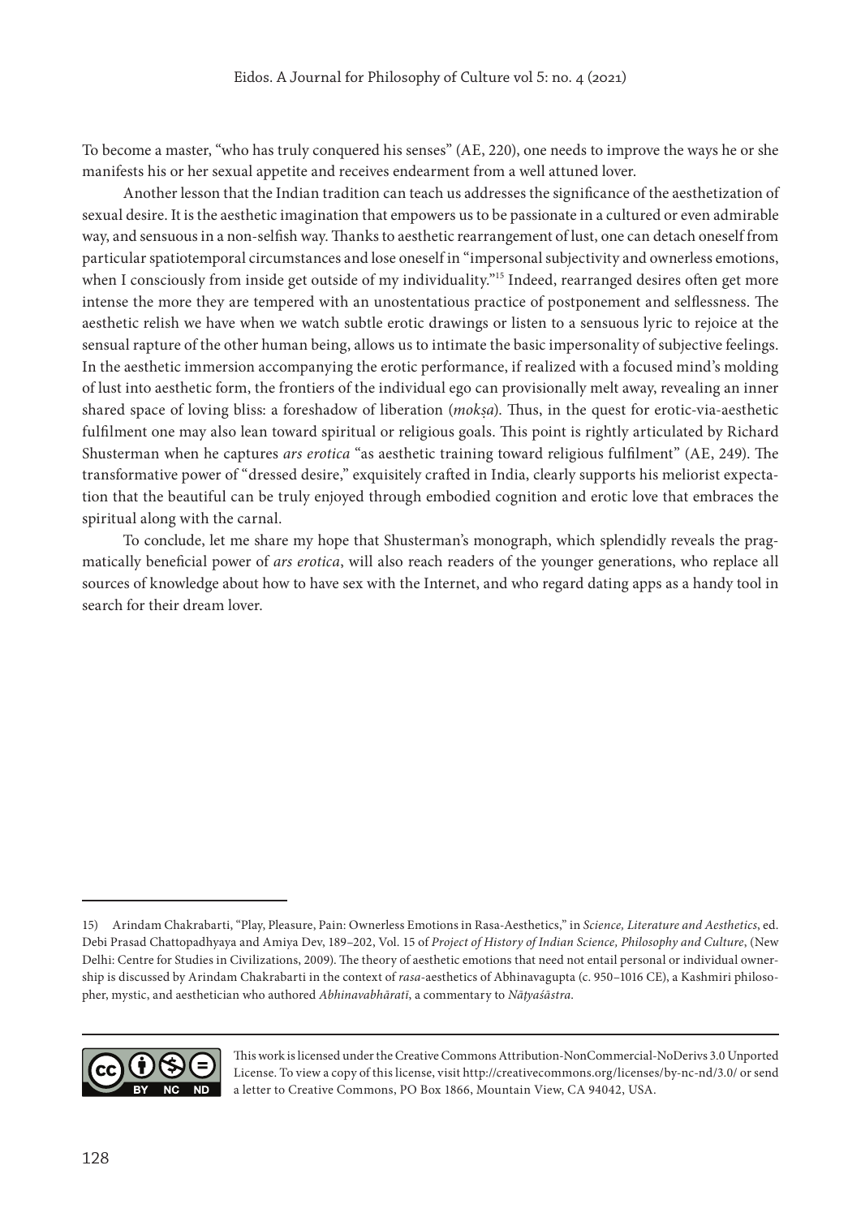To become a master, "who has truly conquered his senses" (AE, 220), one needs to improve the ways he or she manifests his or her sexual appetite and receives endearment from a well attuned lover.

Another lesson that the Indian tradition can teach us addresses the significance of the aesthetization of sexual desire. It is the aesthetic imagination that empowers us to be passionate in a cultured or even admirable way, and sensuous in a non-selfish way. Thanks to aesthetic rearrangement of lust, one can detach oneself from particular spatiotemporal circumstances and lose oneself in "impersonal subjectivity and ownerless emotions, when I consciously from inside get outside of my individuality."[15] Indeed, rearranged desires often get more intense the more they are tempered with an unostentatious practice of postponement and selflessness. The aesthetic relish we have when we watch subtle erotic drawings or listen to a sensuous lyric to rejoice at the sensual rapture of the other human being, allows us to intimate the basic impersonality of subjective feelings. In the aesthetic immersion accompanying the erotic performance, if realized with a focused mind's molding of lust into aesthetic form, the frontiers of the individual ego can provisionally melt away, revealing an inner shared space of loving bliss: a foreshadow of liberation (*mokṣa*). Thus, in the quest for erotic-via-aesthetic fulfilment one may also lean toward spiritual or religious goals. This point is rightly articulated by Richard Shusterman when he captures *ars erotica* "as aesthetic training toward religious fulfilment" (AE, 249). The transformative power of "dressed desire," exquisitely crafted in India, clearly supports his meliorist expectation that the beautiful can be truly enjoyed through embodied cognition and erotic love that embraces the spiritual along with the carnal.

To conclude, let me share my hope that Shusterman's monograph, which splendidly reveals the pragmatically beneficial power of *ars erotica*, will also reach readers of the younger generations, who replace all sources of knowledge about how to have sex with the Internet, and who regard dating apps as a handy tool in search for their dream lover.

---

15) Arindam Chakrabarti, "Play, Pleasure, Pain: Ownerless Emotions in Rasa-Aesthetics," in *Science, Literature and Aesthetics*, ed. Debi Prasad Chattopadhyaya and Amiya Dev, 189–202, Vol. 15 of *Project of History of Indian Science, Philosophy and Culture*, (New Delhi: Centre for Studies in Civilizations, 2009). The theory of aesthetic emotions that need not entail personal or individual ownership is discussed by Arindam Chakrabarti in the context of *rasa*-aesthetics of Abhinavagupta (c. 950–1016 CE), a Kashmiri philosopher, mystic, and aesthetician who authored *Abhinavabhāratī*, a commentary to *Nāṭyaśāstra*.

This work is licensed under the Creative Commons Attribution-NonCommercial-NoDerivs 3.0 Unported License. To view a copy of this license, visit http://creativecommons.org/licenses/by-nc-nd/3.0/ or send a letter to Creative Commons, PO Box 1866, Mountain View, CA 94042, USA.